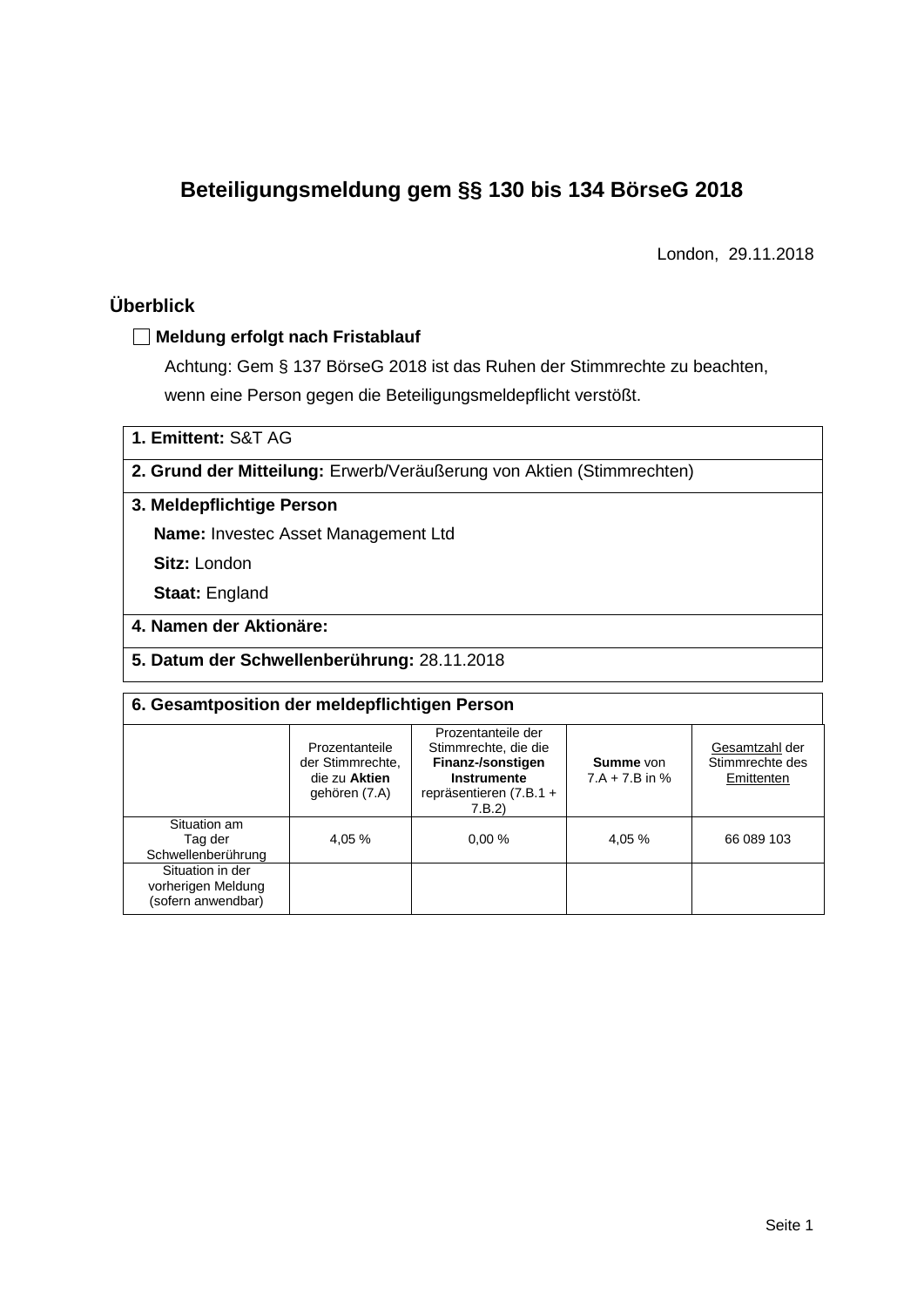# Beteiligungsmeldung gem §§ 130 bis 134 BörseG 2018

London, 29.11.2018

## Überblick

☐ **Meldung erfolgt nach Fristablauf**

Achtung: Gem § 137 BörseG 2018 ist das Ruhen der Stimmrechte zu beachten, wenn eine Person gegen die Beteiligungsmeldepflicht verstößt.

**1. Emittent:** S&T AG

**2. Grund der Mitteilung:** Erwerb/Veräußerung von Aktien (Stimmrechten)

**3. Meldepflichtige Person**

**Name:** Investec Asset Management Ltd

**Sitz:** London

**Staat:** England

**4. Namen der Aktionäre:**

**5. Datum der Schwellenberührung:** 28.11.2018

**6. Gesamtposition der meldepflichtigen Person**

| | Prozentanteile der Stimmrechte, die zu **Aktien** gehören (7.A) | Prozentanteile der Stimmrechte, die die **Finanz-/sonstigen Instrumente** repräsentieren (7.B.1 + 7.B.2) | **Summe** von 7.A + 7.B in % | Gesamtzahl der Stimmrechte des Emittenten |
|---|---|---|---|---|
| Situation am Tag der Schwellenberührung | 4,05 % | 0,00 % | 4,05 % | 66 089 103 |
| Situation in der vorherigen Meldung (sofern anwendbar) | | | | |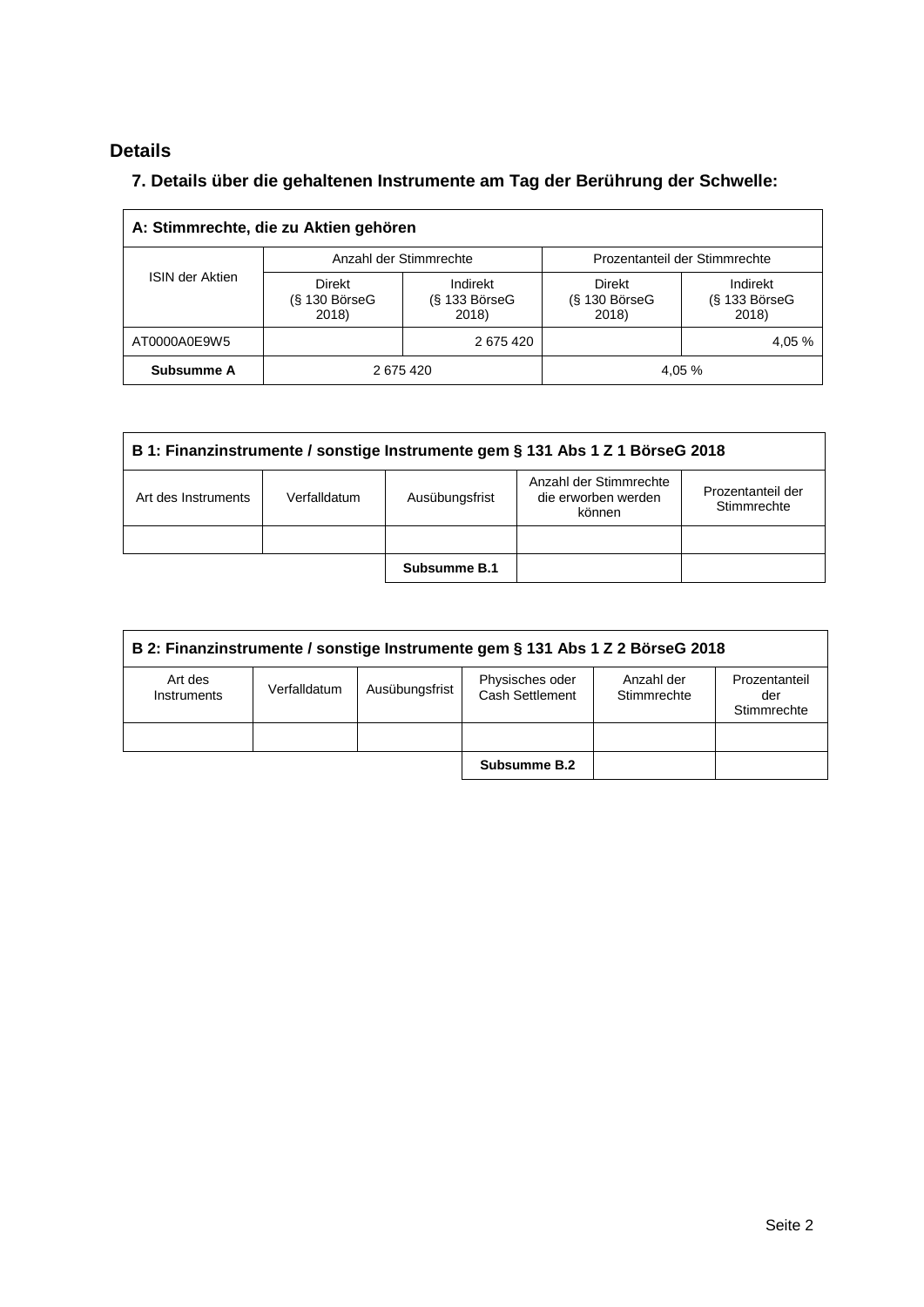## Details

### 7. Details über die gehaltenen Instrumente am Tag der Berührung der Schwelle:

| A: Stimmrechte, die zu Aktien gehören | | | | |
|---|---|---|---|---|
| ISIN der Aktien | Anzahl der Stimmrechte | | Prozentanteil der Stimmrechte | |
| | Direkt (§ 130 BörseG 2018) | Indirekt (§ 133 BörseG 2018) | Direkt (§ 130 BörseG 2018) | Indirekt (§ 133 BörseG 2018) |
| AT0000A0E9W5 | | 2 675 420 | | 4,05 % |
| **Subsumme A** | 2 675 420 | | 4,05 % | |

| B 1: Finanzinstrumente / sonstige Instrumente gem § 131 Abs 1 Z 1 BörseG 2018 | | | | |
|---|---|---|---|---|
| Art des Instruments | Verfalldatum | Ausübungsfrist | Anzahl der Stimmrechte die erworben werden können | Prozentanteil der Stimmrechte |
| | | | | |
| | | **Subsumme B.1** | | |

| B 2: Finanzinstrumente / sonstige Instrumente gem § 131 Abs 1 Z 2 BörseG 2018 | | | | | |
|---|---|---|---|---|---|
| Art des Instruments | Verfalldatum | Ausübungsfrist | Physisches oder Cash Settlement | Anzahl der Stimmrechte | Prozentanteil der Stimmrechte |
| | | | | | |
| | | | **Subsumme B.2** | | |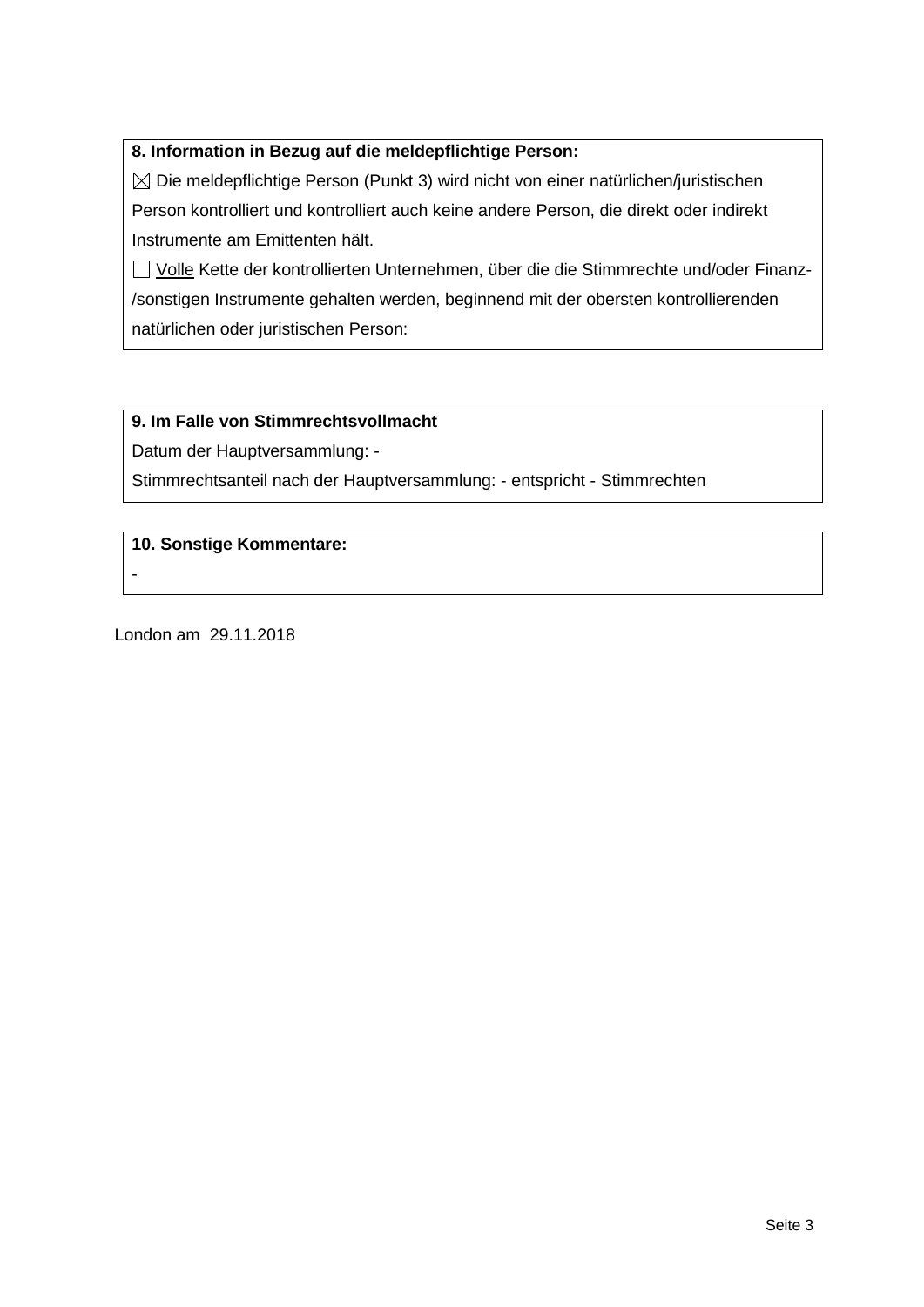**8. Information in Bezug auf die meldepflichtige Person:**

☒ Die meldepflichtige Person (Punkt 3) wird nicht von einer natürlichen/juristischen Person kontrolliert und kontrolliert auch keine andere Person, die direkt oder indirekt Instrumente am Emittenten hält.

☐ Volle Kette der kontrollierten Unternehmen, über die die Stimmrechte und/oder Finanz-/sonstigen Instrumente gehalten werden, beginnend mit der obersten kontrollierenden natürlichen oder juristischen Person:

**9. Im Falle von Stimmrechtsvollmacht**

Datum der Hauptversammlung: -

Stimmrechtsanteil nach der Hauptversammlung: - entspricht - Stimmrechten

**10. Sonstige Kommentare:**

-

London am 29.11.2018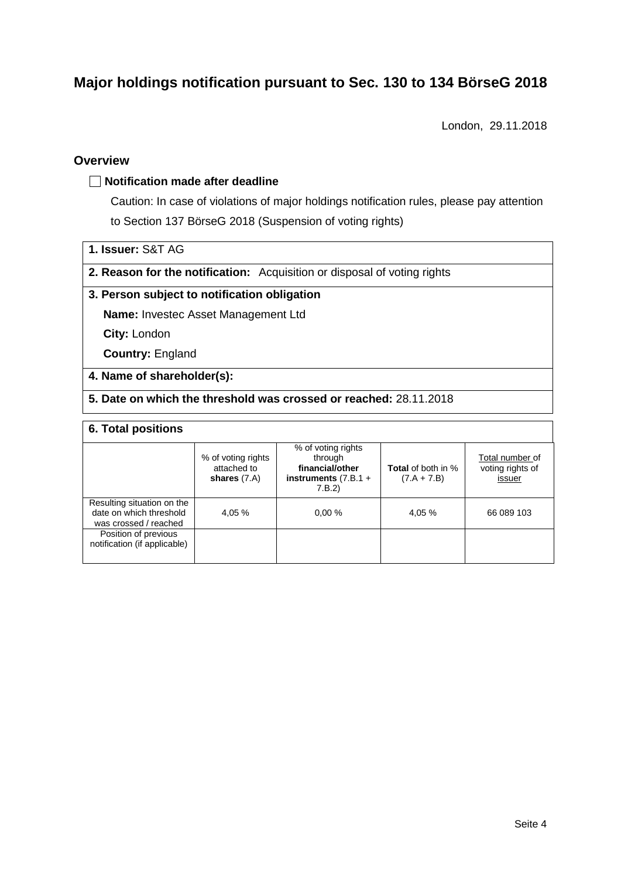# Major holdings notification pursuant to Sec. 130 to 134 BörseG 2018

London, 29.11.2018

## Overview

☐ **Notification made after deadline**

Caution: In case of violations of major holdings notification rules, please pay attention to Section 137 BörseG 2018 (Suspension of voting rights)

**1. Issuer:** S&T AG

**2. Reason for the notification:** Acquisition or disposal of voting rights

**3. Person subject to notification obligation**

**Name:** Investec Asset Management Ltd

**City:** London

**Country:** England

**4. Name of shareholder(s):**

**5. Date on which the threshold was crossed or reached:** 28.11.2018

**6. Total positions**

| | % of voting rights attached to **shares** (7.A) | % of voting rights through **financial/other instruments** (7.B.1 + 7.B.2) | **Total** of both in % (7.A + 7.B) | Total number of voting rights of issuer |
|---|---|---|---|---|
| Resulting situation on the date on which threshold was crossed / reached | 4,05 % | 0,00 % | 4,05 % | 66 089 103 |
| Position of previous notification (if applicable) | | | | |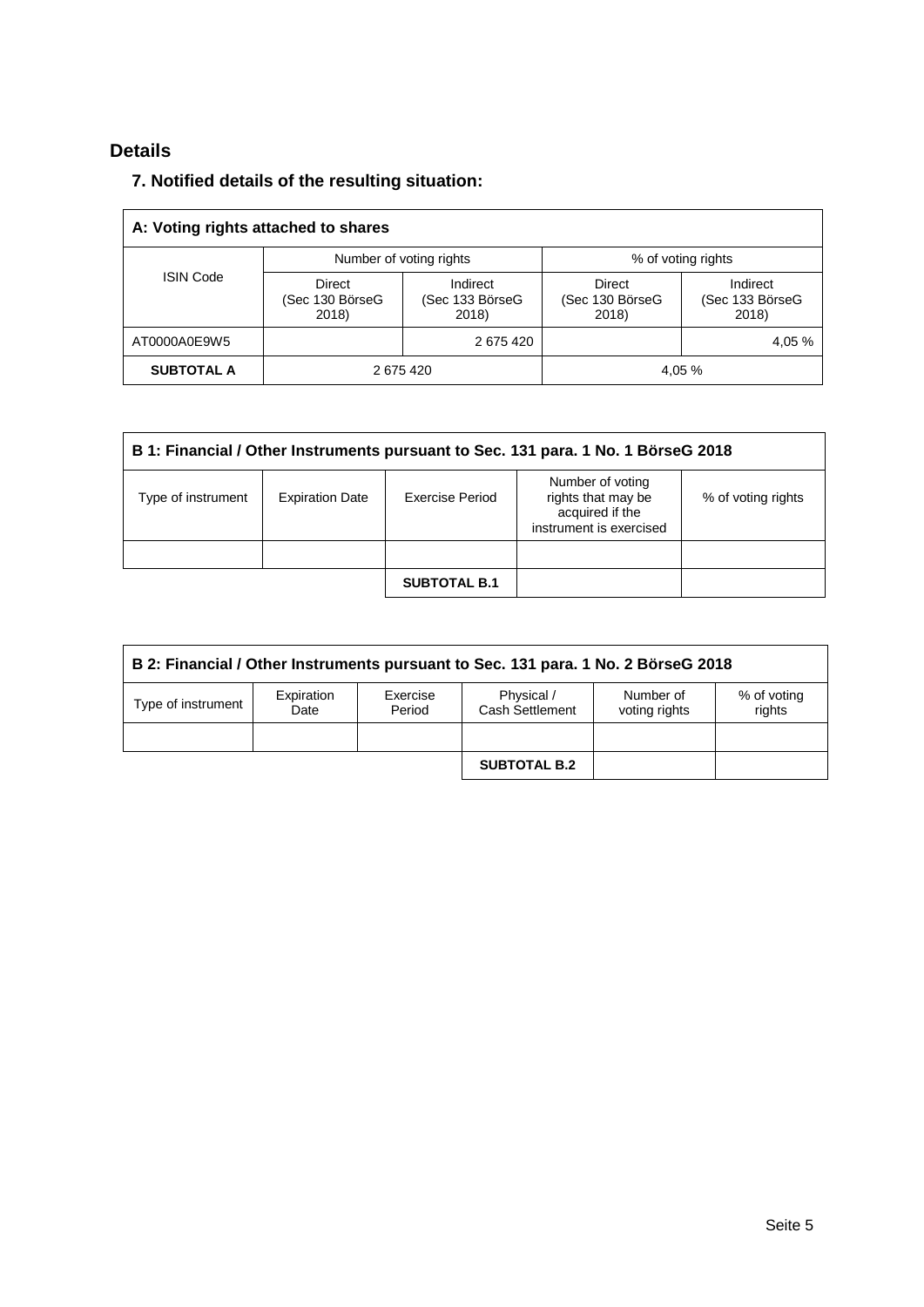## Details

### 7. Notified details of the resulting situation:

| A: Voting rights attached to shares | | | | |
|---|---|---|---|---|
| ISIN Code | Number of voting rights | | % of voting rights | |
| | Direct (Sec 130 BörseG 2018) | Indirect (Sec 133 BörseG 2018) | Direct (Sec 130 BörseG 2018) | Indirect (Sec 133 BörseG 2018) |
| AT0000A0E9W5 | | 2 675 420 | | 4,05 % |
| **SUBTOTAL A** | 2 675 420 | | 4,05 % | |

| B 1: Financial / Other Instruments pursuant to Sec. 131 para. 1 No. 1 BörseG 2018 | | | | |
|---|---|---|---|---|
| Type of instrument | Expiration Date | Exercise Period | Number of voting rights that may be acquired if the instrument is exercised | % of voting rights |
| | | | | |
| | | **SUBTOTAL B.1** | | |

| B 2: Financial / Other Instruments pursuant to Sec. 131 para. 1 No. 2 BörseG 2018 | | | | | |
|---|---|---|---|---|---|
| Type of instrument | Expiration Date | Exercise Period | Physical / Cash Settlement | Number of voting rights | % of voting rights |
| | | | | | |
| | | | **SUBTOTAL B.2** | | |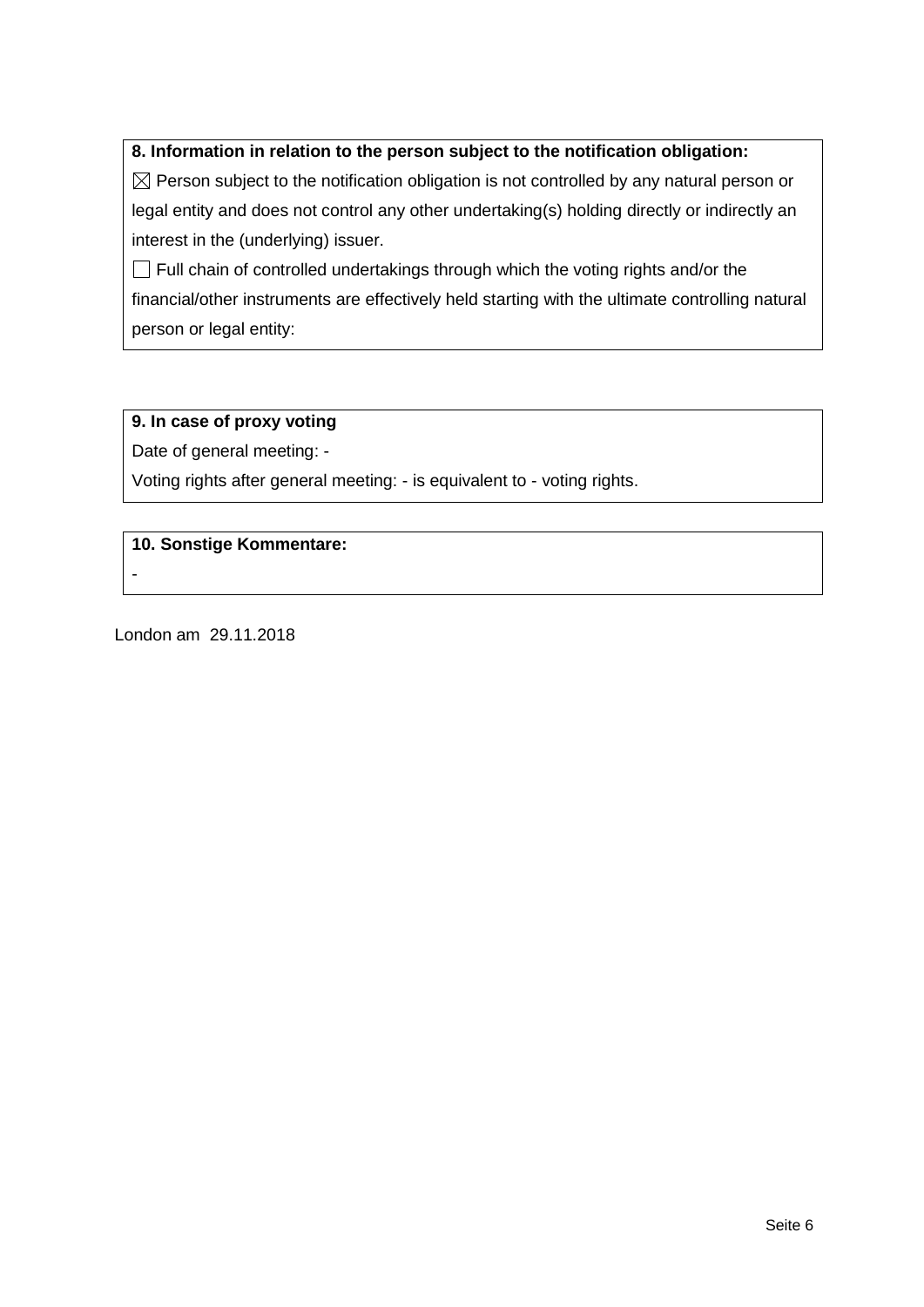**8. Information in relation to the person subject to the notification obligation:**

☒ Person subject to the notification obligation is not controlled by any natural person or legal entity and does not control any other undertaking(s) holding directly or indirectly an interest in the (underlying) issuer.

☐ Full chain of controlled undertakings through which the voting rights and/or the financial/other instruments are effectively held starting with the ultimate controlling natural person or legal entity:

**9. In case of proxy voting**

Date of general meeting: -

Voting rights after general meeting: - is equivalent to - voting rights.

**10. Sonstige Kommentare:**

-

London am 29.11.2018